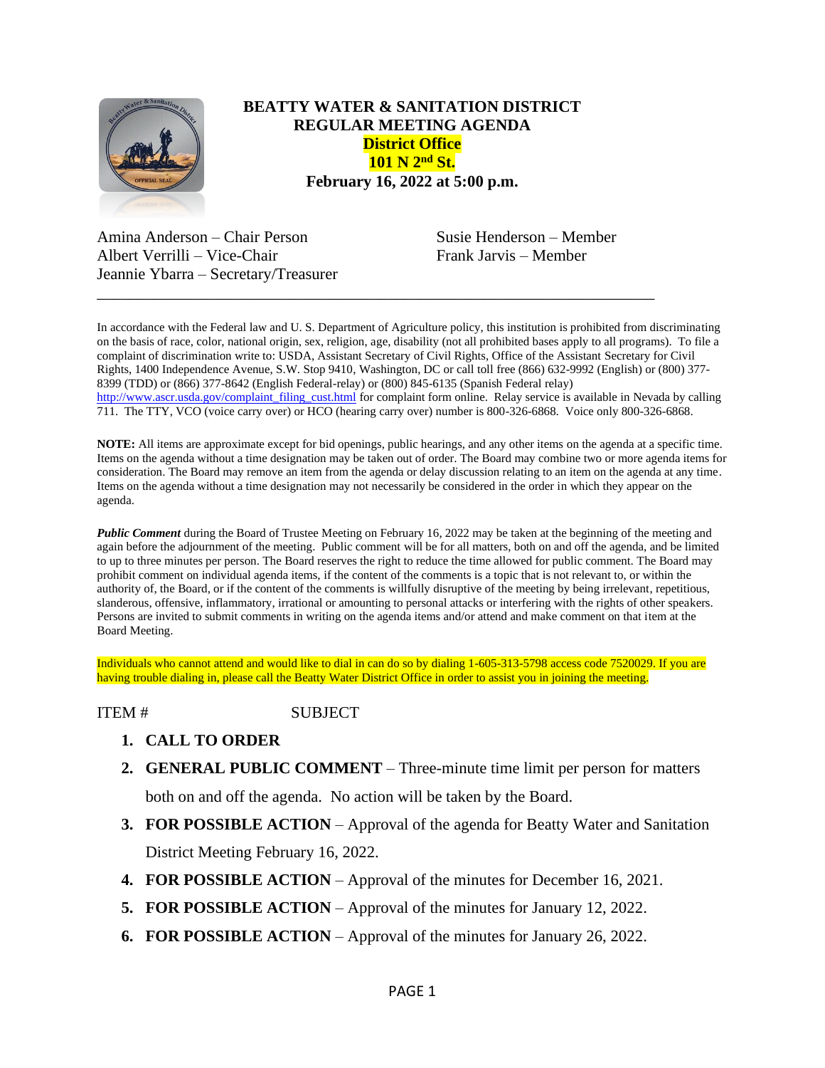# BEATTY WATER & SANITATION DISTRICT
## REGULAR MEETING AGENDA
**District Office**
**101 N 2nd St.**
**February 16, 2022 at 5:00 p.m.**

Amina Anderson – Chair Person
Albert Verrilli – Vice-Chair
Jeannie Ybarra – Secretary/Treasurer
Susie Henderson – Member
Frank Jarvis – Member

---

In accordance with the Federal law and U. S. Department of Agriculture policy, this institution is prohibited from discriminating on the basis of race, color, national origin, sex, religion, age, disability (not all prohibited bases apply to all programs). To file a complaint of discrimination write to: USDA, Assistant Secretary of Civil Rights, Office of the Assistant Secretary for Civil Rights, 1400 Independence Avenue, S.W. Stop 9410, Washington, DC or call toll free (866) 632-9992 (English) or (800) 377-8399 (TDD) or (866) 377-8642 (English Federal-relay) or (800) 845-6135 (Spanish Federal relay) http://www.ascr.usda.gov/complaint_filing_cust.html for complaint form online. Relay service is available in Nevada by calling 711. The TTY, VCO (voice carry over) or HCO (hearing carry over) number is 800-326-6868. Voice only 800-326-6868.

**NOTE:** All items are approximate except for bid openings, public hearings, and any other items on the agenda at a specific time. Items on the agenda without a time designation may be taken out of order. The Board may combine two or more agenda items for consideration. The Board may remove an item from the agenda or delay discussion relating to an item on the agenda at any time. Items on the agenda without a time designation may not necessarily be considered in the order in which they appear on the agenda.

***Public Comment*** during the Board of Trustee Meeting on February 16, 2022 may be taken at the beginning of the meeting and again before the adjournment of the meeting. Public comment will be for all matters, both on and off the agenda, and be limited to up to three minutes per person. The Board reserves the right to reduce the time allowed for public comment. The Board may prohibit comment on individual agenda items, if the content of the comments is a topic that is not relevant to, or within the authority of, the Board, or if the content of the comments is willfully disruptive of the meeting by being irrelevant, repetitious, slanderous, offensive, inflammatory, irrational or amounting to personal attacks or interfering with the rights of other speakers. Persons are invited to submit comments in writing on the agenda items and/or attend and make comment on that item at the Board Meeting.

Individuals who cannot attend and would like to dial in can do so by dialing 1-605-313-5798 access code 7520029. If you are having trouble dialing in, please call the Beatty Water District Office in order to assist you in joining the meeting.

ITEM # SUBJECT

1. **CALL TO ORDER**
2. **GENERAL PUBLIC COMMENT** – Three-minute time limit per person for matters both on and off the agenda. No action will be taken by the Board.
3. **FOR POSSIBLE ACTION** – Approval of the agenda for Beatty Water and Sanitation District Meeting February 16, 2022.
4. **FOR POSSIBLE ACTION** – Approval of the minutes for December 16, 2021.
5. **FOR POSSIBLE ACTION** – Approval of the minutes for January 12, 2022.
6. **FOR POSSIBLE ACTION** – Approval of the minutes for January 26, 2022.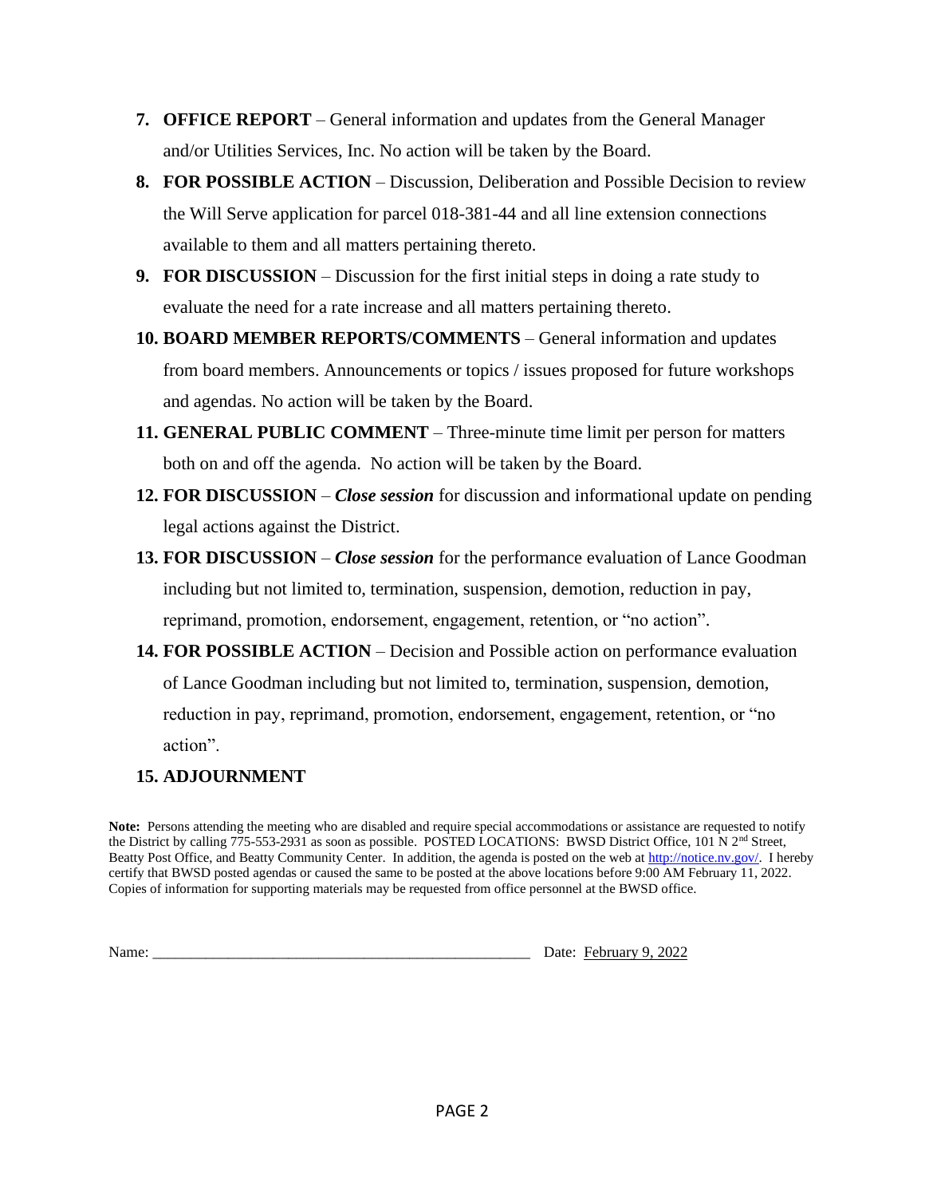7. **OFFICE REPORT** – General information and updates from the General Manager and/or Utilities Services, Inc. No action will be taken by the Board.
8. **FOR POSSIBLE ACTION** – Discussion, Deliberation and Possible Decision to review the Will Serve application for parcel 018-381-44 and all line extension connections available to them and all matters pertaining thereto.
9. **FOR DISCUSSION** – Discussion for the first initial steps in doing a rate study to evaluate the need for a rate increase and all matters pertaining thereto.
10. **BOARD MEMBER REPORTS/COMMENTS** – General information and updates from board members. Announcements or topics / issues proposed for future workshops and agendas. No action will be taken by the Board.
11. **GENERAL PUBLIC COMMENT** – Three-minute time limit per person for matters both on and off the agenda. No action will be taken by the Board.
12. **FOR DISCUSSION** – ***Close session*** for discussion and informational update on pending legal actions against the District.
13. **FOR DISCUSSION** – ***Close session*** for the performance evaluation of Lance Goodman including but not limited to, termination, suspension, demotion, reduction in pay, reprimand, promotion, endorsement, engagement, retention, or "no action".
14. **FOR POSSIBLE ACTION** – Decision and Possible action on performance evaluation of Lance Goodman including but not limited to, termination, suspension, demotion, reduction in pay, reprimand, promotion, endorsement, engagement, retention, or "no action".
15. **ADJOURNMENT**

**Note:** Persons attending the meeting who are disabled and require special accommodations or assistance are requested to notify the District by calling 775-553-2931 as soon as possible. POSTED LOCATIONS: BWSD District Office, 101 N 2nd Street, Beatty Post Office, and Beatty Community Center. In addition, the agenda is posted on the web at http://notice.nv.gov/. I hereby certify that BWSD posted agendas or caused the same to be posted at the above locations before 9:00 AM February 11, 2022. Copies of information for supporting materials may be requested from office personnel at the BWSD office.

Name: ___________________________________________________ Date: February 9, 2022